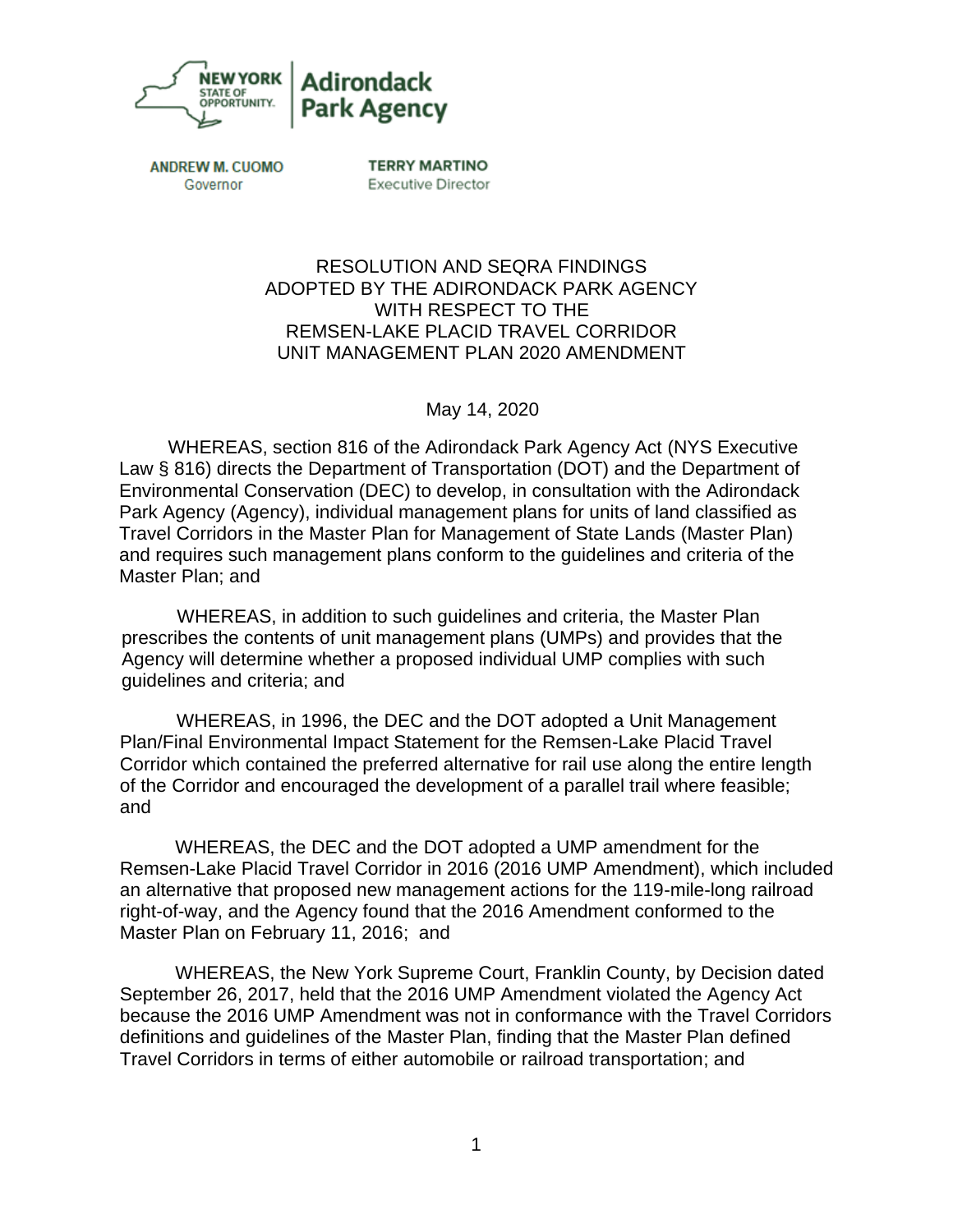NEW YORK STATE OF OPPORTUNITY. | Adirondack Park Agency

ANDREW M. CUOMO
Governor

TERRY MARTINO
Executive Director

# RESOLUTION AND SEQRA FINDINGS ADOPTED BY THE ADIRONDACK PARK AGENCY WITH RESPECT TO THE REMSEN-LAKE PLACID TRAVEL CORRIDOR UNIT MANAGEMENT PLAN 2020 AMENDMENT

May 14, 2020

WHEREAS, section 816 of the Adirondack Park Agency Act (NYS Executive Law § 816) directs the Department of Transportation (DOT) and the Department of Environmental Conservation (DEC) to develop, in consultation with the Adirondack Park Agency (Agency), individual management plans for units of land classified as Travel Corridors in the Master Plan for Management of State Lands (Master Plan) and requires such management plans conform to the guidelines and criteria of the Master Plan; and

WHEREAS, in addition to such guidelines and criteria, the Master Plan prescribes the contents of unit management plans (UMPs) and provides that the Agency will determine whether a proposed individual UMP complies with such guidelines and criteria; and

WHEREAS, in 1996, the DEC and the DOT adopted a Unit Management Plan/Final Environmental Impact Statement for the Remsen-Lake Placid Travel Corridor which contained the preferred alternative for rail use along the entire length of the Corridor and encouraged the development of a parallel trail where feasible; and

WHEREAS, the DEC and the DOT adopted a UMP amendment for the Remsen-Lake Placid Travel Corridor in 2016 (2016 UMP Amendment), which included an alternative that proposed new management actions for the 119-mile-long railroad right-of-way, and the Agency found that the 2016 Amendment conformed to the Master Plan on February 11, 2016; and

WHEREAS, the New York Supreme Court, Franklin County, by Decision dated September 26, 2017, held that the 2016 UMP Amendment violated the Agency Act because the 2016 UMP Amendment was not in conformance with the Travel Corridors definitions and guidelines of the Master Plan, finding that the Master Plan defined Travel Corridors in terms of either automobile or railroad transportation; and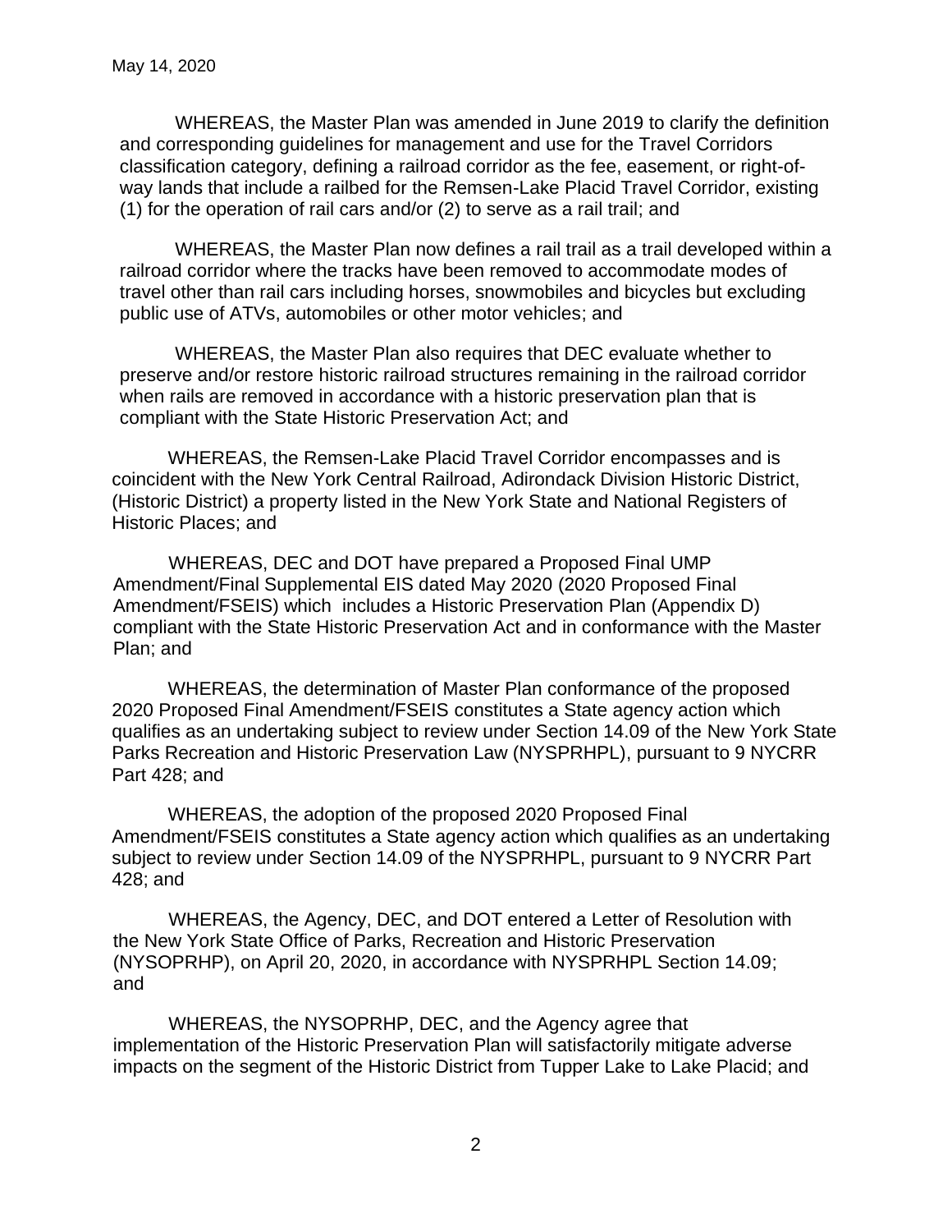WHEREAS, the Master Plan was amended in June 2019 to clarify the definition and corresponding guidelines for management and use for the Travel Corridors classification category, defining a railroad corridor as the fee, easement, or right-of-way lands that include a railbed for the Remsen-Lake Placid Travel Corridor, existing (1) for the operation of rail cars and/or (2) to serve as a rail trail; and

WHEREAS, the Master Plan now defines a rail trail as a trail developed within a railroad corridor where the tracks have been removed to accommodate modes of travel other than rail cars including horses, snowmobiles and bicycles but excluding public use of ATVs, automobiles or other motor vehicles; and

WHEREAS, the Master Plan also requires that DEC evaluate whether to preserve and/or restore historic railroad structures remaining in the railroad corridor when rails are removed in accordance with a historic preservation plan that is compliant with the State Historic Preservation Act; and

WHEREAS, the Remsen-Lake Placid Travel Corridor encompasses and is coincident with the New York Central Railroad, Adirondack Division Historic District, (Historic District) a property listed in the New York State and National Registers of Historic Places; and

WHEREAS, DEC and DOT have prepared a Proposed Final UMP Amendment/Final Supplemental EIS dated May 2020 (2020 Proposed Final Amendment/FSEIS) which includes a Historic Preservation Plan (Appendix D) compliant with the State Historic Preservation Act and in conformance with the Master Plan; and

WHEREAS, the determination of Master Plan conformance of the proposed 2020 Proposed Final Amendment/FSEIS constitutes a State agency action which qualifies as an undertaking subject to review under Section 14.09 of the New York State Parks Recreation and Historic Preservation Law (NYSPRHPL), pursuant to 9 NYCRR Part 428; and

WHEREAS, the adoption of the proposed 2020 Proposed Final Amendment/FSEIS constitutes a State agency action which qualifies as an undertaking subject to review under Section 14.09 of the NYSPRHPL, pursuant to 9 NYCRR Part 428; and

WHEREAS, the Agency, DEC, and DOT entered a Letter of Resolution with the New York State Office of Parks, Recreation and Historic Preservation (NYSOPRHP), on April 20, 2020, in accordance with NYSPRHPL Section 14.09; and

WHEREAS, the NYSOPRHP, DEC, and the Agency agree that implementation of the Historic Preservation Plan will satisfactorily mitigate adverse impacts on the segment of the Historic District from Tupper Lake to Lake Placid; and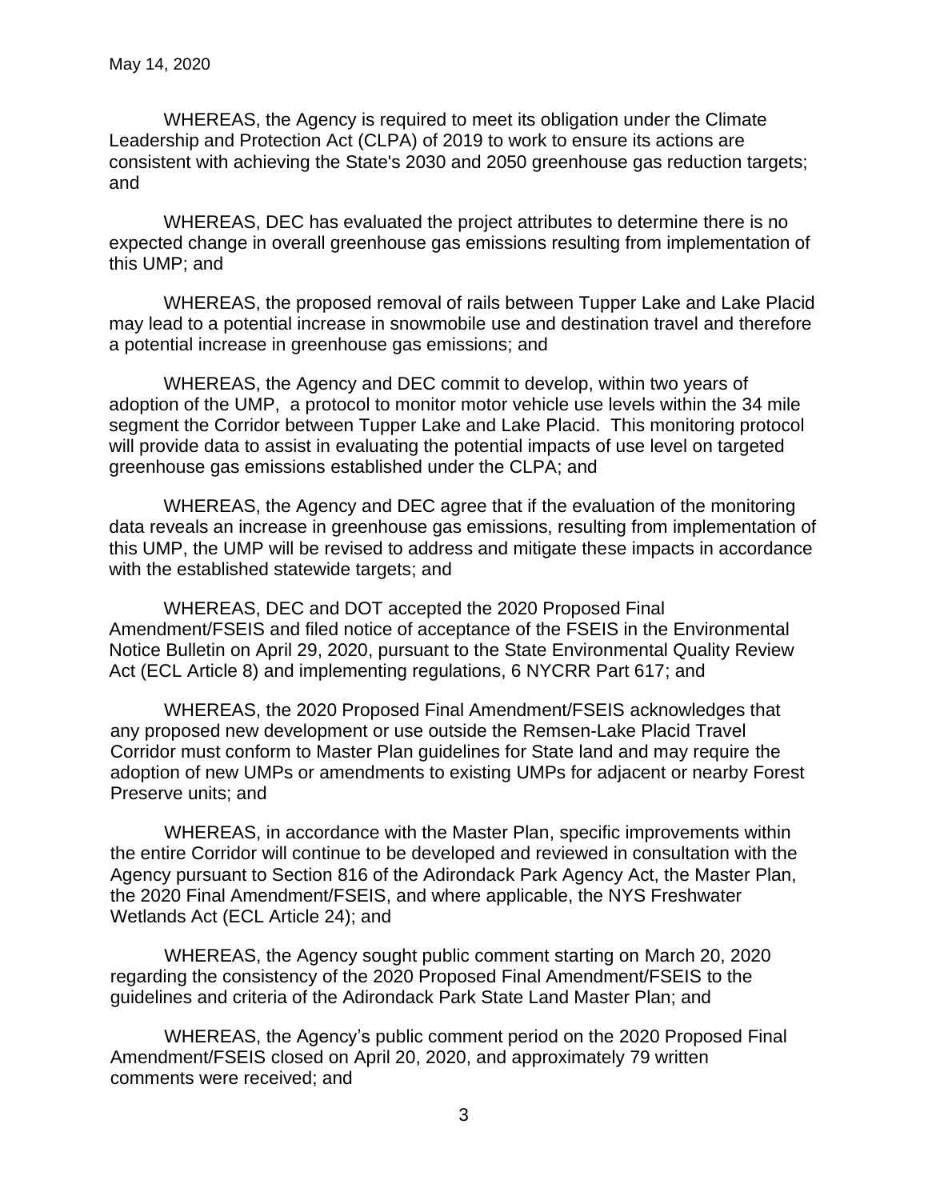WHEREAS, the Agency is required to meet its obligation under the Climate Leadership and Protection Act (CLPA) of 2019 to work to ensure its actions are consistent with achieving the State's 2030 and 2050 greenhouse gas reduction targets; and

WHEREAS, DEC has evaluated the project attributes to determine there is no expected change in overall greenhouse gas emissions resulting from implementation of this UMP; and

WHEREAS, the proposed removal of rails between Tupper Lake and Lake Placid may lead to a potential increase in snowmobile use and destination travel and therefore a potential increase in greenhouse gas emissions; and

WHEREAS, the Agency and DEC commit to develop, within two years of adoption of the UMP, a protocol to monitor motor vehicle use levels within the 34 mile segment the Corridor between Tupper Lake and Lake Placid. This monitoring protocol will provide data to assist in evaluating the potential impacts of use level on targeted greenhouse gas emissions established under the CLPA; and

WHEREAS, the Agency and DEC agree that if the evaluation of the monitoring data reveals an increase in greenhouse gas emissions, resulting from implementation of this UMP, the UMP will be revised to address and mitigate these impacts in accordance with the established statewide targets; and

WHEREAS, DEC and DOT accepted the 2020 Proposed Final Amendment/FSEIS and filed notice of acceptance of the FSEIS in the Environmental Notice Bulletin on April 29, 2020, pursuant to the State Environmental Quality Review Act (ECL Article 8) and implementing regulations, 6 NYCRR Part 617; and

WHEREAS, the 2020 Proposed Final Amendment/FSEIS acknowledges that any proposed new development or use outside the Remsen-Lake Placid Travel Corridor must conform to Master Plan guidelines for State land and may require the adoption of new UMPs or amendments to existing UMPs for adjacent or nearby Forest Preserve units; and

WHEREAS, in accordance with the Master Plan, specific improvements within the entire Corridor will continue to be developed and reviewed in consultation with the Agency pursuant to Section 816 of the Adirondack Park Agency Act, the Master Plan, the 2020 Final Amendment/FSEIS, and where applicable, the NYS Freshwater Wetlands Act (ECL Article 24); and

WHEREAS, the Agency sought public comment starting on March 20, 2020 regarding the consistency of the 2020 Proposed Final Amendment/FSEIS to the guidelines and criteria of the Adirondack Park State Land Master Plan; and

WHEREAS, the Agency's public comment period on the 2020 Proposed Final Amendment/FSEIS closed on April 20, 2020, and approximately 79 written comments were received; and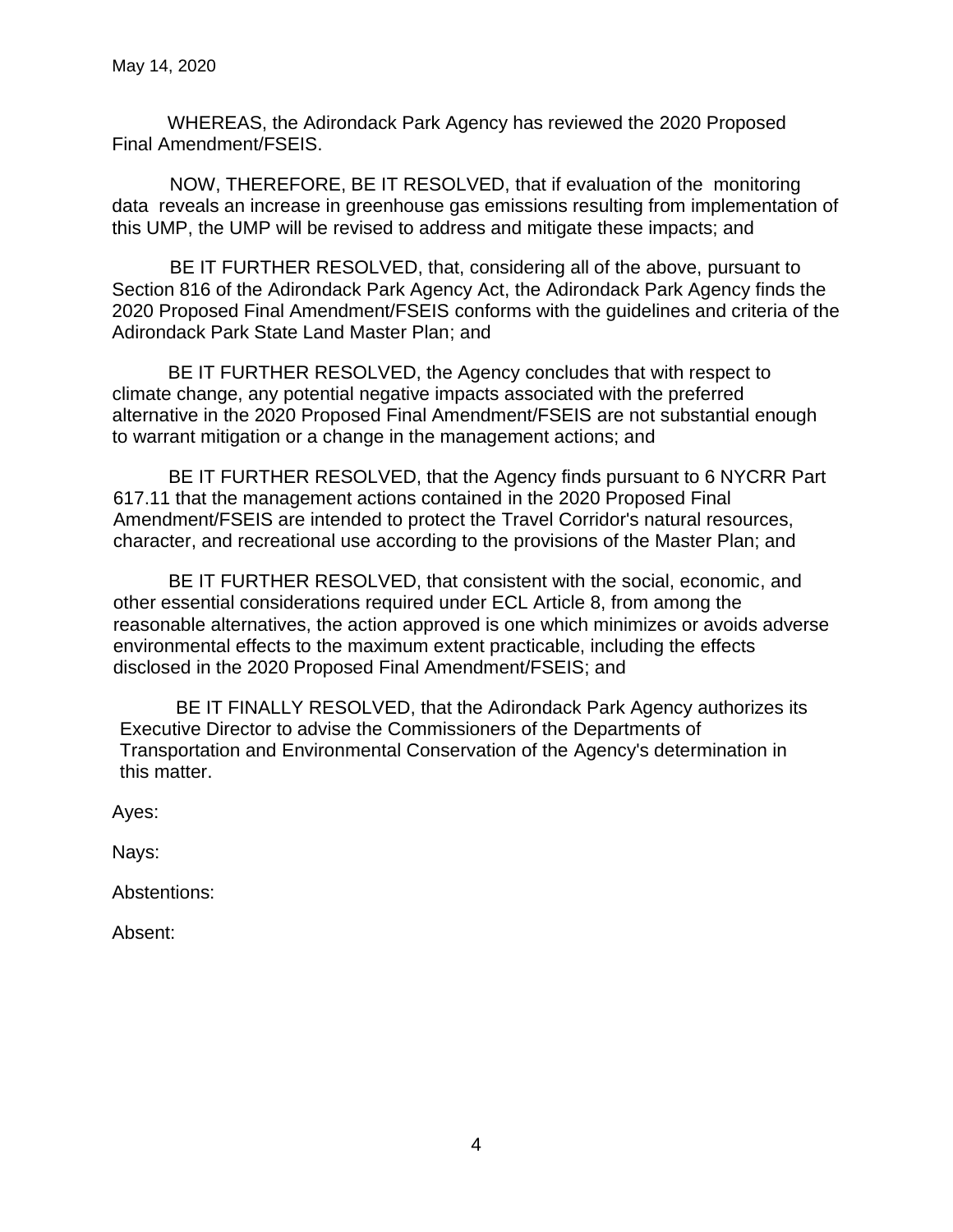May 14, 2020

WHEREAS, the Adirondack Park Agency has reviewed the 2020 Proposed Final Amendment/FSEIS.

NOW, THEREFORE, BE IT RESOLVED, that if evaluation of the monitoring data reveals an increase in greenhouse gas emissions resulting from implementation of this UMP, the UMP will be revised to address and mitigate these impacts; and

BE IT FURTHER RESOLVED, that, considering all of the above, pursuant to Section 816 of the Adirondack Park Agency Act, the Adirondack Park Agency finds the 2020 Proposed Final Amendment/FSEIS conforms with the guidelines and criteria of the Adirondack Park State Land Master Plan; and

BE IT FURTHER RESOLVED, the Agency concludes that with respect to climate change, any potential negative impacts associated with the preferred alternative in the 2020 Proposed Final Amendment/FSEIS are not substantial enough to warrant mitigation or a change in the management actions; and

BE IT FURTHER RESOLVED, that the Agency finds pursuant to 6 NYCRR Part 617.11 that the management actions contained in the 2020 Proposed Final Amendment/FSEIS are intended to protect the Travel Corridor's natural resources, character, and recreational use according to the provisions of the Master Plan; and

BE IT FURTHER RESOLVED, that consistent with the social, economic, and other essential considerations required under ECL Article 8, from among the reasonable alternatives, the action approved is one which minimizes or avoids adverse environmental effects to the maximum extent practicable, including the effects disclosed in the 2020 Proposed Final Amendment/FSEIS; and

BE IT FINALLY RESOLVED, that the Adirondack Park Agency authorizes its Executive Director to advise the Commissioners of the Departments of Transportation and Environmental Conservation of the Agency's determination in this matter.

Ayes:

Nays:

Abstentions:

Absent: